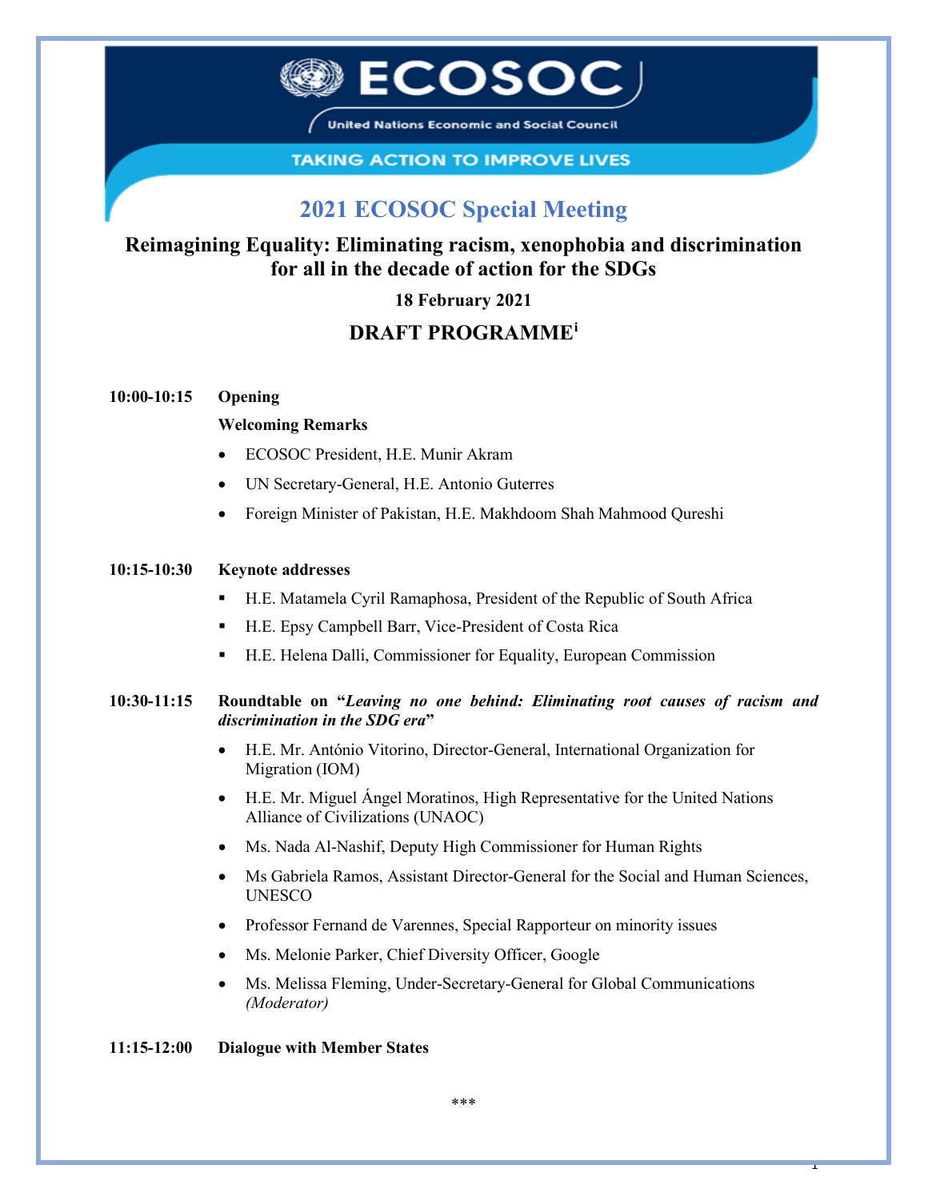ECOSOC

United Nations Economic and Social Council

TAKING ACTION TO IMPROVE LIVES

# 2021 ECOSOC Special Meeting

## Reimagining Equality: Eliminating racism, xenophobia and discrimination for all in the decade of action for the SDGs

**18 February 2021**

## DRAFT PROGRAMME[i]

**10:00-10:15 Opening**

**Welcoming Remarks**

- ECOSOC President, H.E. Munir Akram
- UN Secretary-General, H.E. Antonio Guterres
- Foreign Minister of Pakistan, H.E. Makhdoom Shah Mahmood Qureshi

**10:15-10:30 Keynote addresses**

- H.E. Matamela Cyril Ramaphosa, President of the Republic of South Africa
- H.E. Epsy Campbell Barr, Vice-President of Costa Rica
- H.E. Helena Dalli, Commissioner for Equality, European Commission

**10:30-11:15 Roundtable on "*Leaving no one behind: Eliminating root causes of racism and discrimination in the SDG era*"**

- H.E. Mr. António Vitorino, Director-General, International Organization for Migration (IOM)
- H.E. Mr. Miguel Ángel Moratinos, High Representative for the United Nations Alliance of Civilizations (UNAOC)
- Ms. Nada Al-Nashif, Deputy High Commissioner for Human Rights
- Ms Gabriela Ramos, Assistant Director-General for the Social and Human Sciences, UNESCO
- Professor Fernand de Varennes, Special Rapporteur on minority issues
- Ms. Melonie Parker, Chief Diversity Officer, Google
- Ms. Melissa Fleming, Under-Secretary-General for Global Communications *(Moderator)*

**11:15-12:00 Dialogue with Member States**

***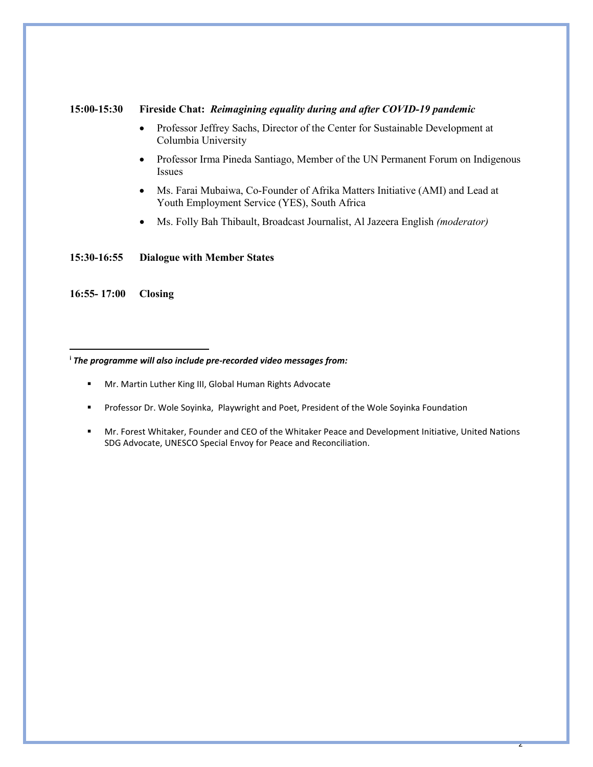**15:00-15:30 Fireside Chat:** ***Reimagining equality during and after COVID-19 pandemic***

- Professor Jeffrey Sachs, Director of the Center for Sustainable Development at Columbia University
- Professor Irma Pineda Santiago, Member of the UN Permanent Forum on Indigenous Issues
- Ms. Farai Mubaiwa, Co-Founder of Afrika Matters Initiative (AMI) and Lead at Youth Employment Service (YES), South Africa
- Ms. Folly Bah Thibault, Broadcast Journalist, Al Jazeera English *(moderator)*

**15:30-16:55 Dialogue with Member States**

**16:55- 17:00 Closing**

---

[i] ***The programme will also include pre-recorded video messages from:***

- Mr. Martin Luther King III, Global Human Rights Advocate
- Professor Dr. Wole Soyinka, Playwright and Poet, President of the Wole Soyinka Foundation
- Mr. Forest Whitaker, Founder and CEO of the Whitaker Peace and Development Initiative, United Nations SDG Advocate, UNESCO Special Envoy for Peace and Reconciliation.